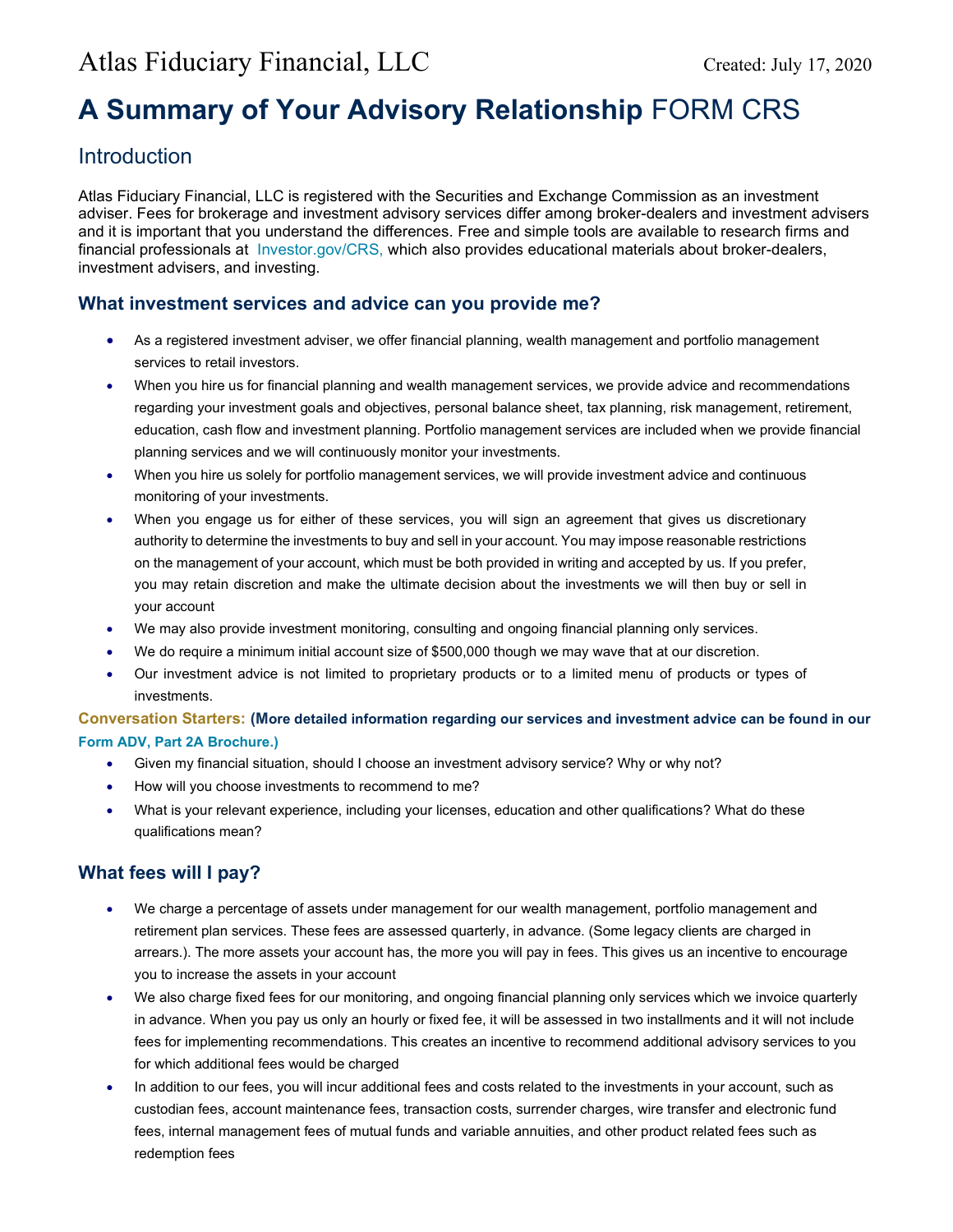Atlas Fiduciary Financial, LLC

Created: July 17, 2020

# **A Summary of Your Advisory Relationship** FORM CRS

## Introduction

Atlas Fiduciary Financial, LLC is registered with the Securities and Exchange Commission as an investment adviser. Fees for brokerage and investment advisory services differ among broker-dealers and investment advisers and it is important that you understand the differences. Free and simple tools are available to research firms and financial professionals at Investor.gov/CRS, which also provides educational materials about broker-dealers, investment advisers, and investing.

### What investment services and advice can you provide me?

- As a registered investment adviser, we offer financial planning, wealth management and portfolio management services to retail investors.
- When you hire us for financial planning and wealth management services, we provide advice and recommendations regarding your investment goals and objectives, personal balance sheet, tax planning, risk management, retirement, education, cash flow and investment planning. Portfolio management services are included when we provide financial planning services and we will continuously monitor your investments.
- When you hire us solely for portfolio management services, we will provide investment advice and continuous monitoring of your investments.
- When you engage us for either of these services, you will sign an agreement that gives us discretionary authority to determine the investments to buy and sell in your account. You may impose reasonable restrictions on the management of your account, which must be both provided in writing and accepted by us. If you prefer, you may retain discretion and make the ultimate decision about the investments we will then buy or sell in your account
- We may also provide investment monitoring, consulting and ongoing financial planning only services.
- We do require a minimum initial account size of $500,000 though we may wave that at our discretion.
- Our investment advice is not limited to proprietary products or to a limited menu of products or types of investments.

**Conversation Starters: (More detailed information regarding our services and investment advice can be found in our Form ADV, Part 2A Brochure.)**

- Given my financial situation, should I choose an investment advisory service? Why or why not?
- How will you choose investments to recommend to me?
- What is your relevant experience, including your licenses, education and other qualifications? What do these qualifications mean?

### What fees will I pay?

- We charge a percentage of assets under management for our wealth management, portfolio management and retirement plan services. These fees are assessed quarterly, in advance. (Some legacy clients are charged in arrears.). The more assets your account has, the more you will pay in fees. This gives us an incentive to encourage you to increase the assets in your account
- We also charge fixed fees for our monitoring, and ongoing financial planning only services which we invoice quarterly in advance. When you pay us only an hourly or fixed fee, it will be assessed in two installments and it will not include fees for implementing recommendations. This creates an incentive to recommend additional advisory services to you for which additional fees would be charged
- In addition to our fees, you will incur additional fees and costs related to the investments in your account, such as custodian fees, account maintenance fees, transaction costs, surrender charges, wire transfer and electronic fund fees, internal management fees of mutual funds and variable annuities, and other product related fees such as redemption fees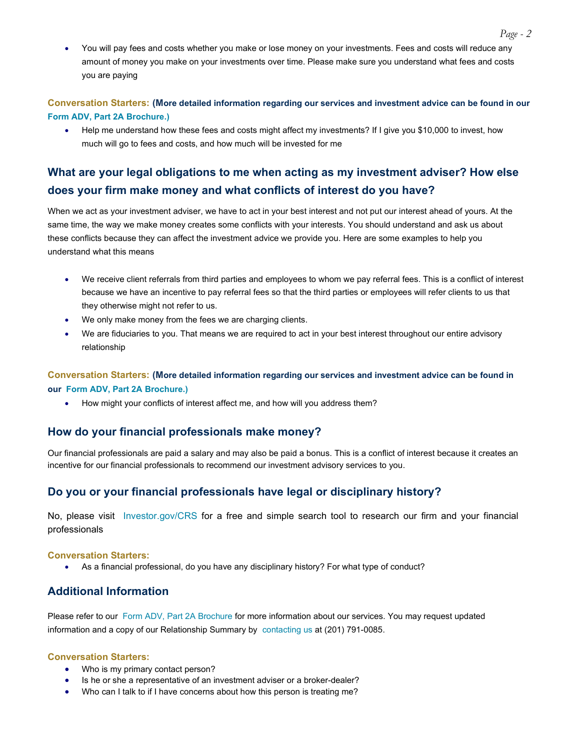- You will pay fees and costs whether you make or lose money on your investments. Fees and costs will reduce any amount of money you make on your investments over time. Please make sure you understand what fees and costs you are paying

**Conversation Starters: (More detailed information regarding our services and investment advice can be found in our Form ADV, Part 2A Brochure.)**

- Help me understand how these fees and costs might affect my investments? If I give you $10,000 to invest, how much will go to fees and costs, and how much will be invested for me

## What are your legal obligations to me when acting as my investment adviser? How else does your firm make money and what conflicts of interest do you have?

When we act as your investment adviser, we have to act in your best interest and not put our interest ahead of yours. At the same time, the way we make money creates some conflicts with your interests. You should understand and ask us about these conflicts because they can affect the investment advice we provide you. Here are some examples to help you understand what this means

- We receive client referrals from third parties and employees to whom we pay referral fees. This is a conflict of interest because we have an incentive to pay referral fees so that the third parties or employees will refer clients to us that they otherwise might not refer to us.
- We only make money from the fees we are charging clients.
- We are fiduciaries to you. That means we are required to act in your best interest throughout our entire advisory relationship

**Conversation Starters: (More detailed information regarding our services and investment advice can be found in our Form ADV, Part 2A Brochure.)**

- How might your conflicts of interest affect me, and how will you address them?

## How do your financial professionals make money?

Our financial professionals are paid a salary and may also be paid a bonus. This is a conflict of interest because it creates an incentive for our financial professionals to recommend our investment advisory services to you.

## Do you or your financial professionals have legal or disciplinary history?

No, please visit Investor.gov/CRS for a free and simple search tool to research our firm and your financial professionals

**Conversation Starters:**

- As a financial professional, do you have any disciplinary history? For what type of conduct?

## Additional Information

Please refer to our Form ADV, Part 2A Brochure for more information about our services. You may request updated information and a copy of our Relationship Summary by contacting us at (201) 791-0085.

**Conversation Starters:**

- Who is my primary contact person?
- Is he or she a representative of an investment adviser or a broker-dealer?
- Who can I talk to if I have concerns about how this person is treating me?